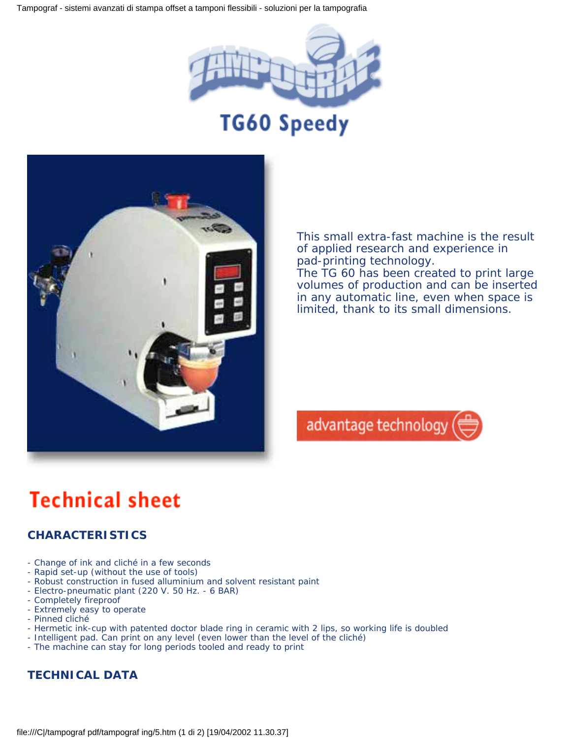# TG60 Speedy

This small extra-fast machine is the result of applied research and experience in pad-printing technology.
The TG 60 has been created to print large volumes of production and can be inserted in any automatic line, even when space is limited, thank to its small dimensions.

advantage technology

## Technical sheet

### CHARACTERISTICS

- Change of ink and cliché in a few seconds
- Rapid set-up (without the use of tools)
- Robust construction in fused alluminium and solvent resistant paint
- Electro-pneumatic plant (220 V. 50 Hz. - 6 BAR)
- Completely fireproof
- Extremely easy to operate
- Pinned cliché
- Hermetic ink-cup with patented doctor blade ring in ceramic with 2 lips, so working life is doubled
- Intelligent pad. Can print on any level (even lower than the level of the cliché)
- The machine can stay for long periods tooled and ready to print

### TECHNICAL DATA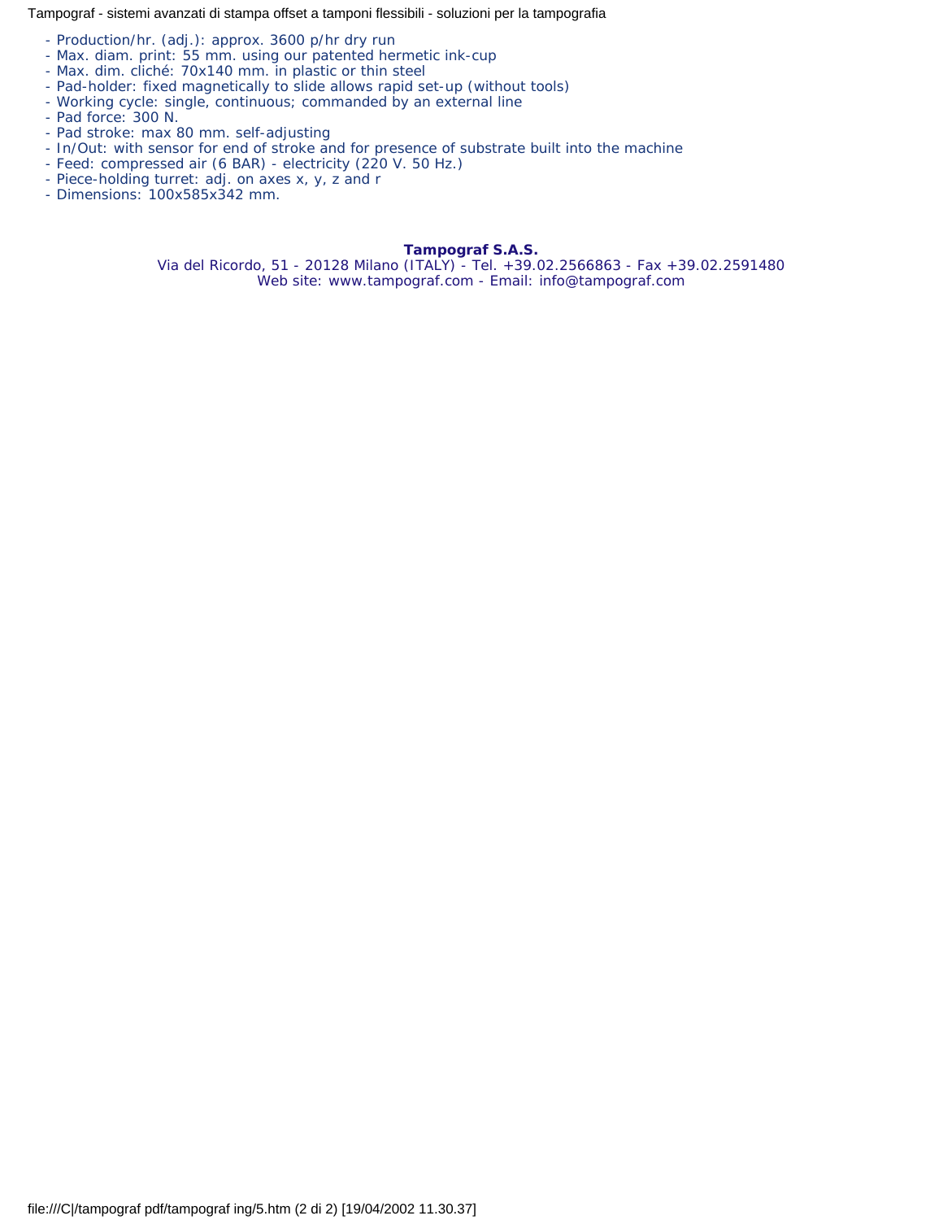- Production/hr. (adj.): approx. 3600 p/hr dry run
- Max. diam. print: 55 mm. using our patented hermetic ink-cup
- Max. dim. cliché: 70x140 mm. in plastic or thin steel
- Pad-holder: fixed magnetically to slide allows rapid set-up (without tools)
- Working cycle: single, continuous; commanded by an external line
- Pad force: 300 N.
- Pad stroke: max 80 mm. self-adjusting
- In/Out: with sensor for end of stroke and for presence of substrate built into the machine
- Feed: compressed air (6 BAR) - electricity (220 V. 50 Hz.)
- Piece-holding turret: adj. on axes x, y, z and r
- Dimensions: 100x585x342 mm.

**Tampograf S.A.S.**
Via del Ricordo, 51 - 20128 Milano (ITALY) - Tel. +39.02.2566863 - Fax +39.02.2591480
Web site: www.tampograf.com - Email: info@tampograf.com